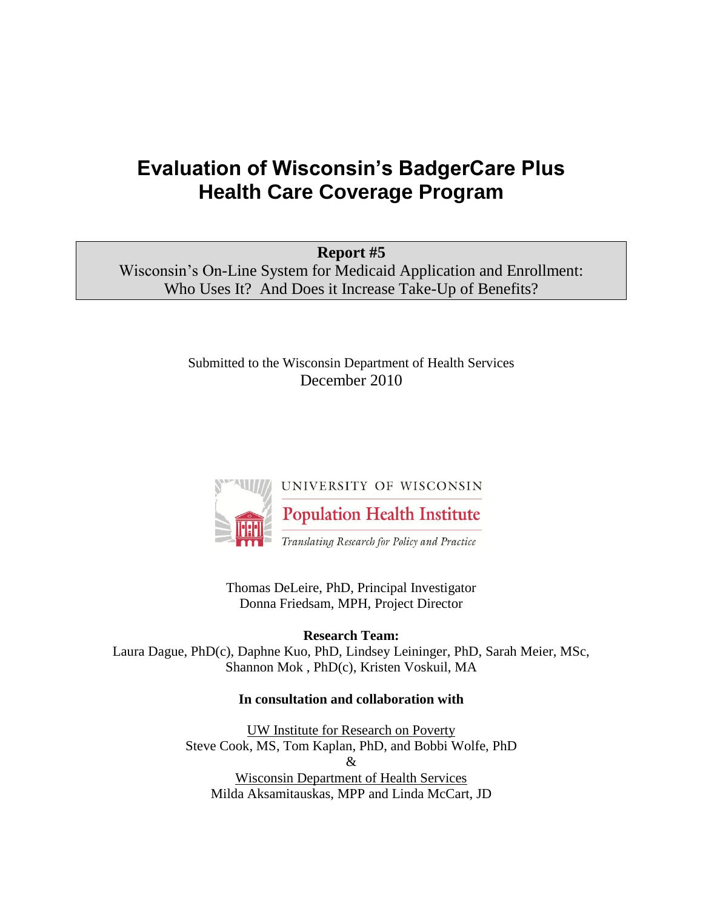# Evaluation of Wisconsin's BadgerCare Plus Health Care Coverage Program

**Report #5**

Wisconsin's On-Line System for Medicaid Application and Enrollment: Who Uses It? And Does it Increase Take-Up of Benefits?

Submitted to the Wisconsin Department of Health Services

December 2010

UNIVERSITY OF WISCONSIN

Population Health Institute

*Translating Research for Policy and Practice*

Thomas DeLeire, PhD, Principal Investigator

Donna Friedsam, MPH, Project Director

**Research Team:**

Laura Dague, PhD(c), Daphne Kuo, PhD, Lindsey Leininger, PhD, Sarah Meier, MSc, Shannon Mok , PhD(c), Kristen Voskuil, MA

**In consultation and collaboration with**

UW Institute for Research on Poverty

Steve Cook, MS, Tom Kaplan, PhD, and Bobbi Wolfe, PhD

&

Wisconsin Department of Health Services

Milda Aksamitauskas, MPP and Linda McCart, JD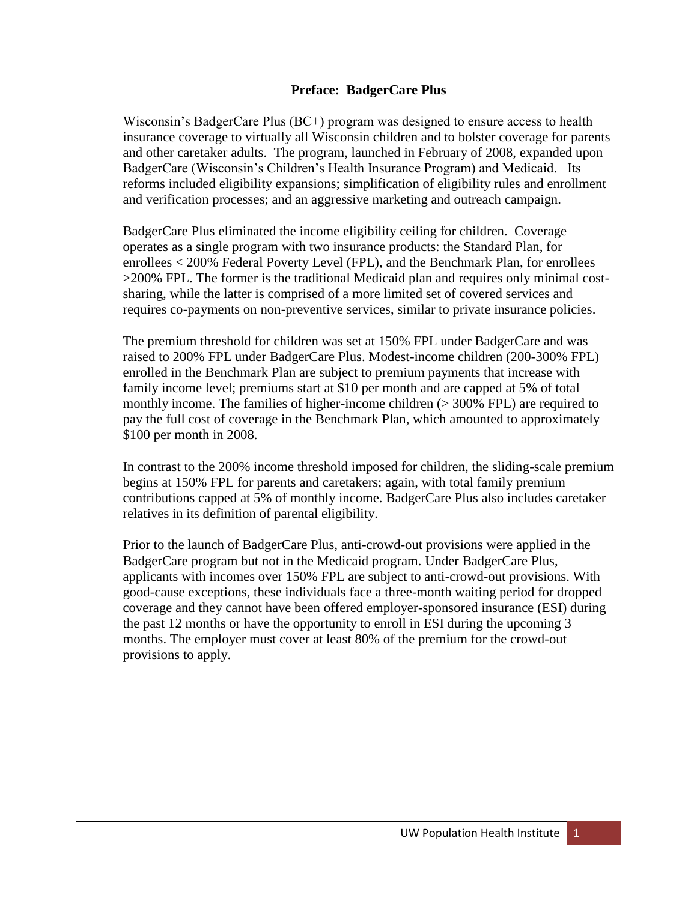## Preface: BadgerCare Plus

Wisconsin's BadgerCare Plus (BC+) program was designed to ensure access to health insurance coverage to virtually all Wisconsin children and to bolster coverage for parents and other caretaker adults. The program, launched in February of 2008, expanded upon BadgerCare (Wisconsin's Children's Health Insurance Program) and Medicaid. Its reforms included eligibility expansions; simplification of eligibility rules and enrollment and verification processes; and an aggressive marketing and outreach campaign.

BadgerCare Plus eliminated the income eligibility ceiling for children. Coverage operates as a single program with two insurance products: the Standard Plan, for enrollees < 200% Federal Poverty Level (FPL), and the Benchmark Plan, for enrollees >200% FPL. The former is the traditional Medicaid plan and requires only minimal cost-sharing, while the latter is comprised of a more limited set of covered services and requires co-payments on non-preventive services, similar to private insurance policies.

The premium threshold for children was set at 150% FPL under BadgerCare and was raised to 200% FPL under BadgerCare Plus. Modest-income children (200-300% FPL) enrolled in the Benchmark Plan are subject to premium payments that increase with family income level; premiums start at $10 per month and are capped at 5% of total monthly income. The families of higher-income children (> 300% FPL) are required to pay the full cost of coverage in the Benchmark Plan, which amounted to approximately $100 per month in 2008.

In contrast to the 200% income threshold imposed for children, the sliding-scale premium begins at 150% FPL for parents and caretakers; again, with total family premium contributions capped at 5% of monthly income. BadgerCare Plus also includes caretaker relatives in its definition of parental eligibility.

Prior to the launch of BadgerCare Plus, anti-crowd-out provisions were applied in the BadgerCare program but not in the Medicaid program. Under BadgerCare Plus, applicants with incomes over 150% FPL are subject to anti-crowd-out provisions. With good-cause exceptions, these individuals face a three-month waiting period for dropped coverage and they cannot have been offered employer-sponsored insurance (ESI) during the past 12 months or have the opportunity to enroll in ESI during the upcoming 3 months. The employer must cover at least 80% of the premium for the crowd-out provisions to apply.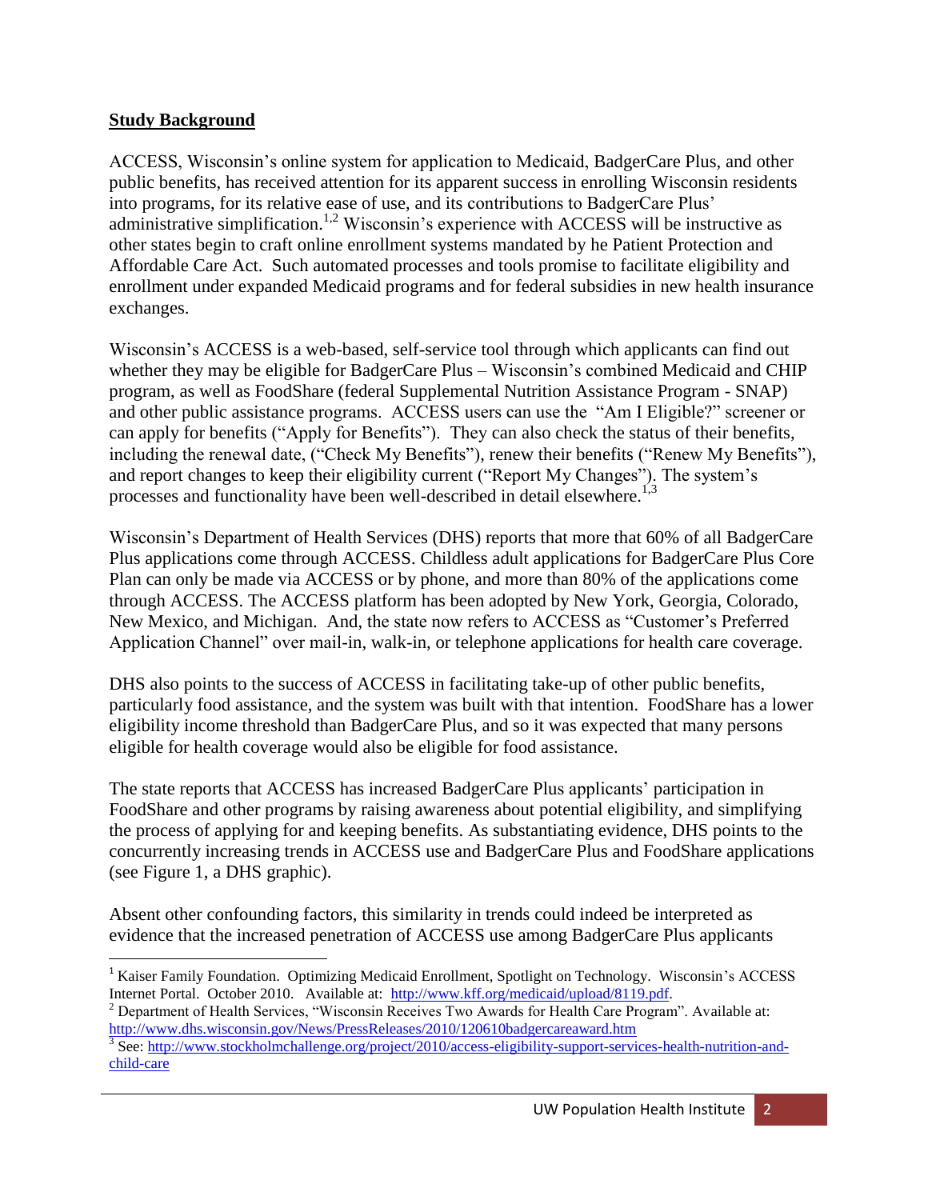## Study Background

ACCESS, Wisconsin's online system for application to Medicaid, BadgerCare Plus, and other public benefits, has received attention for its apparent success in enrolling Wisconsin residents into programs, for its relative ease of use, and its contributions to BadgerCare Plus' administrative simplification.[1,2] Wisconsin's experience with ACCESS will be instructive as other states begin to craft online enrollment systems mandated by he Patient Protection and Affordable Care Act. Such automated processes and tools promise to facilitate eligibility and enrollment under expanded Medicaid programs and for federal subsidies in new health insurance exchanges.

Wisconsin's ACCESS is a web-based, self-service tool through which applicants can find out whether they may be eligible for BadgerCare Plus – Wisconsin's combined Medicaid and CHIP program, as well as FoodShare (federal Supplemental Nutrition Assistance Program - SNAP) and other public assistance programs. ACCESS users can use the "Am I Eligible?" screener or can apply for benefits ("Apply for Benefits"). They can also check the status of their benefits, including the renewal date, ("Check My Benefits"), renew their benefits ("Renew My Benefits"), and report changes to keep their eligibility current ("Report My Changes"). The system's processes and functionality have been well-described in detail elsewhere.[1,3]

Wisconsin's Department of Health Services (DHS) reports that more that 60% of all BadgerCare Plus applications come through ACCESS. Childless adult applications for BadgerCare Plus Core Plan can only be made via ACCESS or by phone, and more than 80% of the applications come through ACCESS. The ACCESS platform has been adopted by New York, Georgia, Colorado, New Mexico, and Michigan. And, the state now refers to ACCESS as "Customer's Preferred Application Channel" over mail-in, walk-in, or telephone applications for health care coverage.

DHS also points to the success of ACCESS in facilitating take-up of other public benefits, particularly food assistance, and the system was built with that intention. FoodShare has a lower eligibility income threshold than BadgerCare Plus, and so it was expected that many persons eligible for health coverage would also be eligible for food assistance.

The state reports that ACCESS has increased BadgerCare Plus applicants' participation in FoodShare and other programs by raising awareness about potential eligibility, and simplifying the process of applying for and keeping benefits. As substantiating evidence, DHS points to the concurrently increasing trends in ACCESS use and BadgerCare Plus and FoodShare applications (see Figure 1, a DHS graphic).

Absent other confounding factors, this similarity in trends could indeed be interpreted as evidence that the increased penetration of ACCESS use among BadgerCare Plus applicants

---

[1] Kaiser Family Foundation. Optimizing Medicaid Enrollment, Spotlight on Technology. Wisconsin's ACCESS Internet Portal. October 2010. Available at: http://www.kff.org/medicaid/upload/8119.pdf.

[2] Department of Health Services, "Wisconsin Receives Two Awards for Health Care Program". Available at: http://www.dhs.wisconsin.gov/News/PressReleases/2010/120610badgercareaward.htm

[3] See: http://www.stockholmchallenge.org/project/2010/access-eligibility-support-services-health-nutrition-and-child-care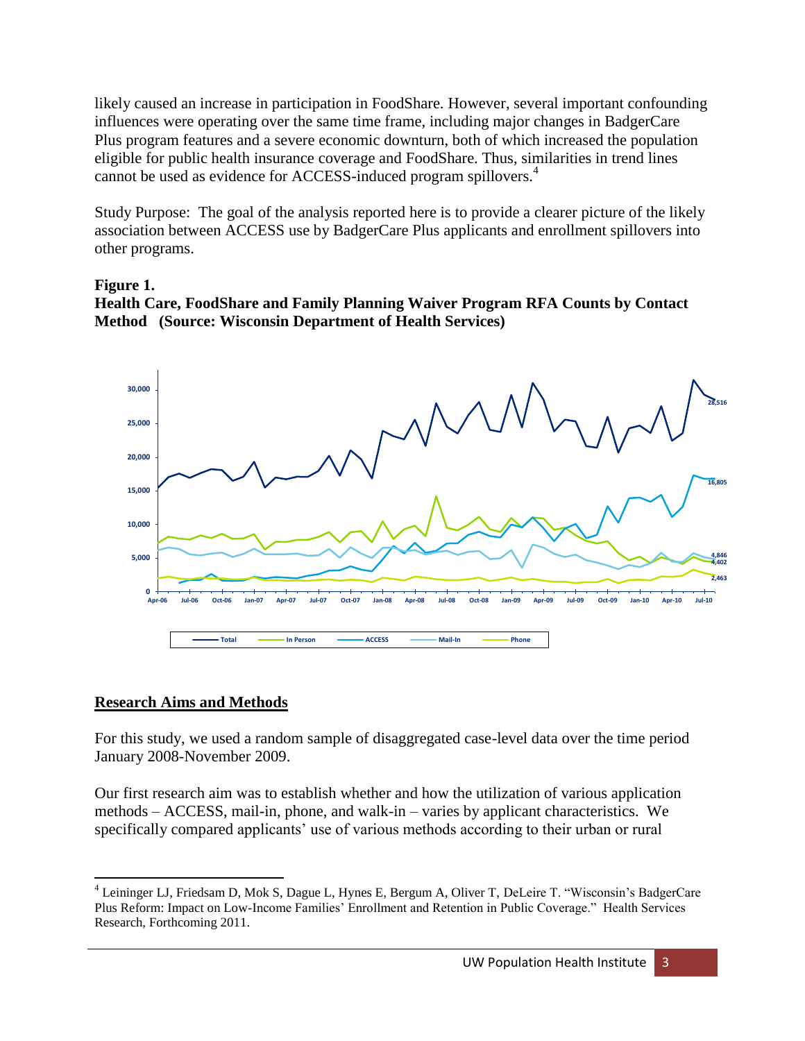likely caused an increase in participation in FoodShare. However, several important confounding influences were operating over the same time frame, including major changes in BadgerCare Plus program features and a severe economic downturn, both of which increased the population eligible for public health insurance coverage and FoodShare. Thus, similarities in trend lines cannot be used as evidence for ACCESS-induced program spillovers.[4]

Study Purpose: The goal of the analysis reported here is to provide a clearer picture of the likely association between ACCESS use by BadgerCare Plus applicants and enrollment spillovers into other programs.

**Figure 1.**
**Health Care, FoodShare and Family Planning Waiver Program RFA Counts by Contact Method (Source: Wisconsin Department of Health Services)**

## Research Aims and Methods

For this study, we used a random sample of disaggregated case-level data over the time period January 2008-November 2009.

Our first research aim was to establish whether and how the utilization of various application methods – ACCESS, mail-in, phone, and walk-in – varies by applicant characteristics. We specifically compared applicants' use of various methods according to their urban or rural

---

[4] Leininger LJ, Friedsam D, Mok S, Dague L, Hynes E, Bergum A, Oliver T, DeLeire T. "Wisconsin's BadgerCare Plus Reform: Impact on Low-Income Families' Enrollment and Retention in Public Coverage." Health Services Research, Forthcoming 2011.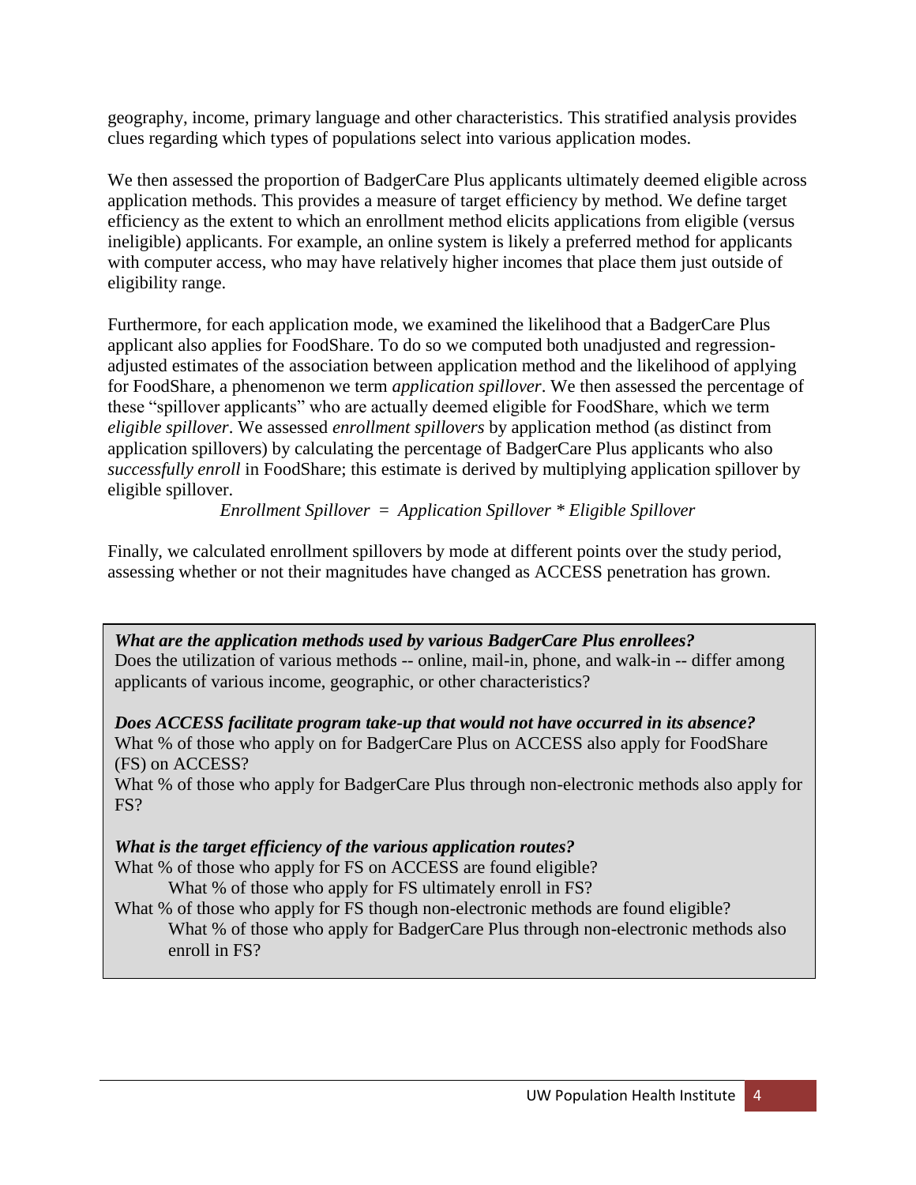geography, income, primary language and other characteristics. This stratified analysis provides clues regarding which types of populations select into various application modes.

We then assessed the proportion of BadgerCare Plus applicants ultimately deemed eligible across application methods. This provides a measure of target efficiency by method. We define target efficiency as the extent to which an enrollment method elicits applications from eligible (versus ineligible) applicants. For example, an online system is likely a preferred method for applicants with computer access, who may have relatively higher incomes that place them just outside of eligibility range.

Furthermore, for each application mode, we examined the likelihood that a BadgerCare Plus applicant also applies for FoodShare. To do so we computed both unadjusted and regression-adjusted estimates of the association between application method and the likelihood of applying for FoodShare, a phenomenon we term *application spillover*. We then assessed the percentage of these "spillover applicants" who are actually deemed eligible for FoodShare, which we term *eligible spillover*. We assessed *enrollment spillovers* by application method (as distinct from application spillovers) by calculating the percentage of BadgerCare Plus applicants who also *successfully enroll* in FoodShare; this estimate is derived by multiplying application spillover by eligible spillover.

*Enrollment Spillover = Application Spillover * Eligible Spillover*

Finally, we calculated enrollment spillovers by mode at different points over the study period, assessing whether or not their magnitudes have changed as ACCESS penetration has grown.

***What are the application methods used by various BadgerCare Plus enrollees?***
Does the utilization of various methods -- online, mail-in, phone, and walk-in -- differ among applicants of various income, geographic, or other characteristics?

***Does ACCESS facilitate program take-up that would not have occurred in its absence?***
What % of those who apply on for BadgerCare Plus on ACCESS also apply for FoodShare (FS) on ACCESS?
What % of those who apply for BadgerCare Plus through non-electronic methods also apply for FS?

***What is the target efficiency of the various application routes?***
What % of those who apply for FS on ACCESS are found eligible?
- What % of those who apply for FS ultimately enroll in FS?

What % of those who apply for FS though non-electronic methods are found eligible?
- What % of those who apply for BadgerCare Plus through non-electronic methods also enroll in FS?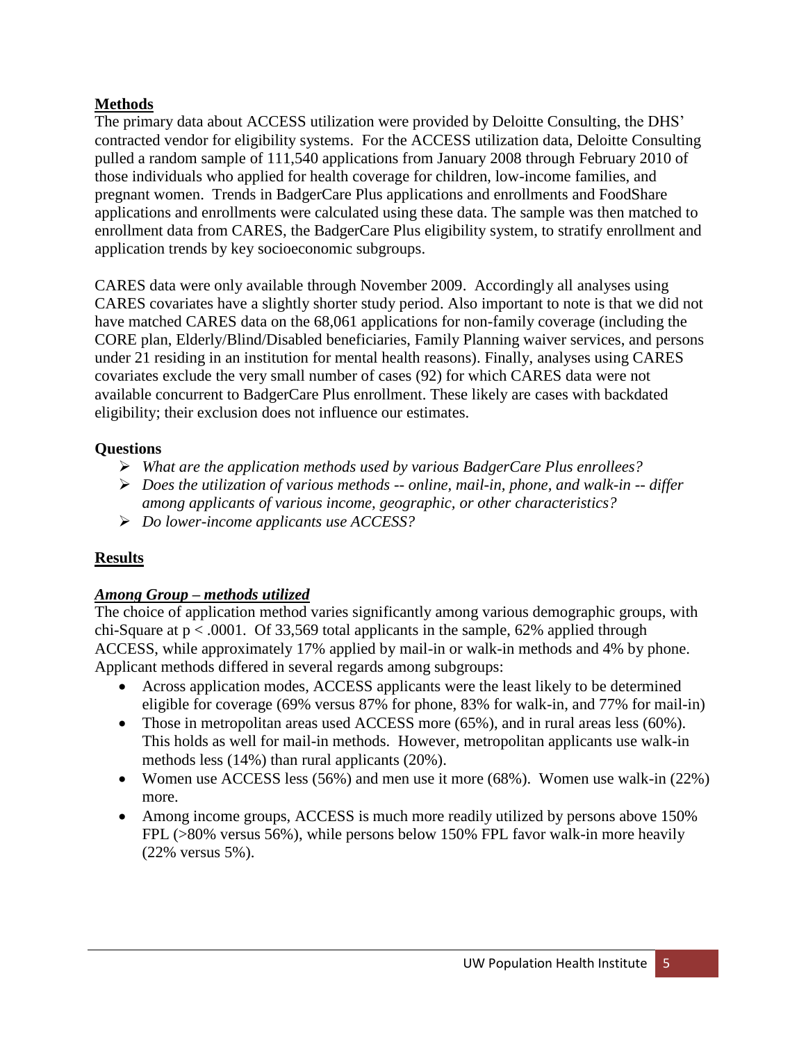## Methods

The primary data about ACCESS utilization were provided by Deloitte Consulting, the DHS' contracted vendor for eligibility systems. For the ACCESS utilization data, Deloitte Consulting pulled a random sample of 111,540 applications from January 2008 through February 2010 of those individuals who applied for health coverage for children, low-income families, and pregnant women. Trends in BadgerCare Plus applications and enrollments and FoodShare applications and enrollments were calculated using these data. The sample was then matched to enrollment data from CARES, the BadgerCare Plus eligibility system, to stratify enrollment and application trends by key socioeconomic subgroups.

CARES data were only available through November 2009. Accordingly all analyses using CARES covariates have a slightly shorter study period. Also important to note is that we did not have matched CARES data on the 68,061 applications for non-family coverage (including the CORE plan, Elderly/Blind/Disabled beneficiaries, Family Planning waiver services, and persons under 21 residing in an institution for mental health reasons). Finally, analyses using CARES covariates exclude the very small number of cases (92) for which CARES data were not available concurrent to BadgerCare Plus enrollment. These likely are cases with backdated eligibility; their exclusion does not influence our estimates.

### Questions

- *What are the application methods used by various BadgerCare Plus enrollees?*
- *Does the utilization of various methods -- online, mail-in, phone, and walk-in -- differ among applicants of various income, geographic, or other characteristics?*
- *Do lower-income applicants use ACCESS?*

## Results

### *Among Group – methods utilized*

The choice of application method varies significantly among various demographic groups, with chi-Square at $p < .0001$. Of 33,569 total applicants in the sample, 62% applied through ACCESS, while approximately 17% applied by mail-in or walk-in methods and 4% by phone. Applicant methods differed in several regards among subgroups:

- Across application modes, ACCESS applicants were the least likely to be determined eligible for coverage (69% versus 87% for phone, 83% for walk-in, and 77% for mail-in)
- Those in metropolitan areas used ACCESS more (65%), and in rural areas less (60%). This holds as well for mail-in methods. However, metropolitan applicants use walk-in methods less (14%) than rural applicants (20%).
- Women use ACCESS less (56%) and men use it more (68%). Women use walk-in (22%) more.
- Among income groups, ACCESS is much more readily utilized by persons above 150% FPL (>80% versus 56%), while persons below 150% FPL favor walk-in more heavily (22% versus 5%).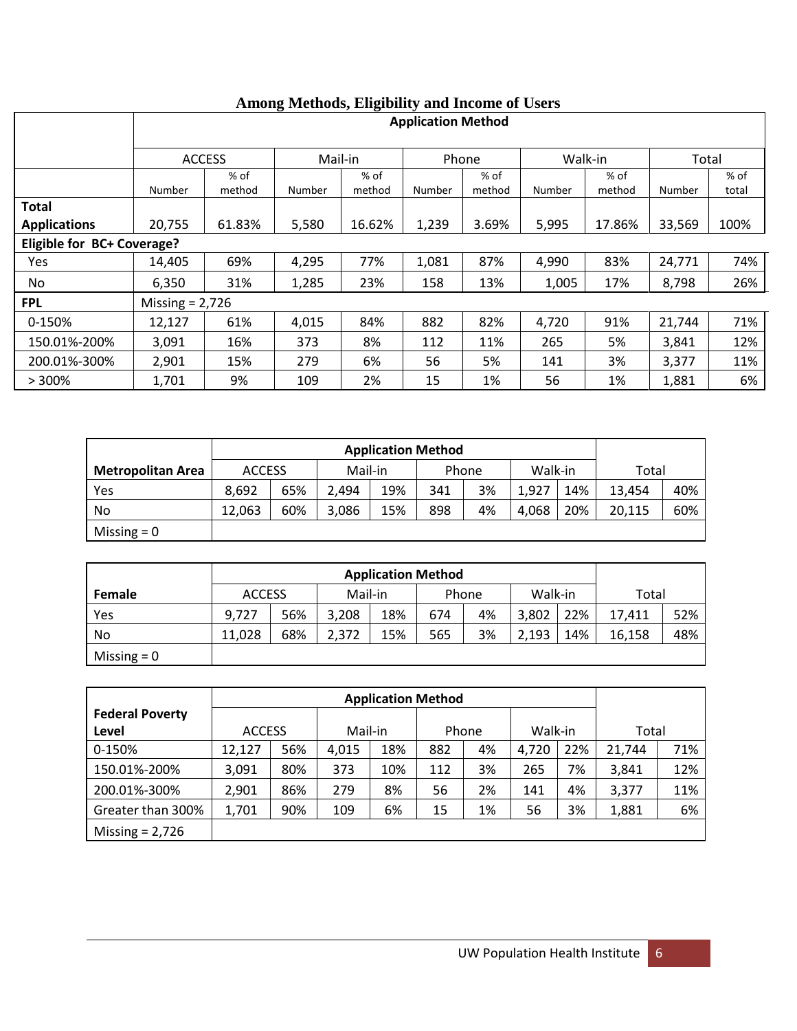**Among Methods, Eligibility and Income of Users**

| | Application Method | | | | | | | | | |
|---|---|---|---|---|---|---|---|---|---|---|
| | ACCESS | | Mail-in | | Phone | | Walk-in | | Total | |
| | Number | % of method | Number | % of method | Number | % of method | Number | % of method | Number | % of total |
| **Total Applications** | 20,755 | 61.83% | 5,580 | 16.62% | 1,239 | 3.69% | 5,995 | 17.86% | 33,569 | 100% |
| **Eligible for BC+ Coverage?** | | | | | | | | | | |
| Yes | 14,405 | 69% | 4,295 | 77% | 1,081 | 87% | 4,990 | 83% | 24,771 | 74% |
| No | 6,350 | 31% | 1,285 | 23% | 158 | 13% | 1,005 | 17% | 8,798 | 26% |
| **FPL** | Missing = 2,726 | | | | | | | | | |
| 0-150% | 12,127 | 61% | 4,015 | 84% | 882 | 82% | 4,720 | 91% | 21,744 | 71% |
| 150.01%-200% | 3,091 | 16% | 373 | 8% | 112 | 11% | 265 | 5% | 3,841 | 12% |
| 200.01%-300% | 2,901 | 15% | 279 | 6% | 56 | 5% | 141 | 3% | 3,377 | 11% |
| > 300% | 1,701 | 9% | 109 | 2% | 15 | 1% | 56 | 1% | 1,881 | 6% |

| | Application Method | | | | | | | | | |
|---|---|---|---|---|---|---|---|---|---|---|
| **Metropolitan Area** | ACCESS | | Mail-in | | Phone | | Walk-in | | Total | |
| Yes | 8,692 | 65% | 2,494 | 19% | 341 | 3% | 1,927 | 14% | 13,454 | 40% |
| No | 12,063 | 60% | 3,086 | 15% | 898 | 4% | 4,068 | 20% | 20,115 | 60% |
| Missing = 0 | | | | | | | | | | |

| | Application Method | | | | | | | | | |
|---|---|---|---|---|---|---|---|---|---|---|
| **Female** | ACCESS | | Mail-in | | Phone | | Walk-in | | Total | |
| Yes | 9,727 | 56% | 3,208 | 18% | 674 | 4% | 3,802 | 22% | 17,411 | 52% |
| No | 11,028 | 68% | 2,372 | 15% | 565 | 3% | 2,193 | 14% | 16,158 | 48% |
| Missing = 0 | | | | | | | | | | |

| | Application Method | | | | | | | | | |
|---|---|---|---|---|---|---|---|---|---|---|
| **Federal Poverty Level** | ACCESS | | Mail-in | | Phone | | Walk-in | | Total | |
| 0-150% | 12,127 | 56% | 4,015 | 18% | 882 | 4% | 4,720 | 22% | 21,744 | 71% |
| 150.01%-200% | 3,091 | 80% | 373 | 10% | 112 | 3% | 265 | 7% | 3,841 | 12% |
| 200.01%-300% | 2,901 | 86% | 279 | 8% | 56 | 2% | 141 | 4% | 3,377 | 11% |
| Greater than 300% | 1,701 | 90% | 109 | 6% | 15 | 1% | 56 | 3% | 1,881 | 6% |
| Missing = 2,726 | | | | | | | | | | |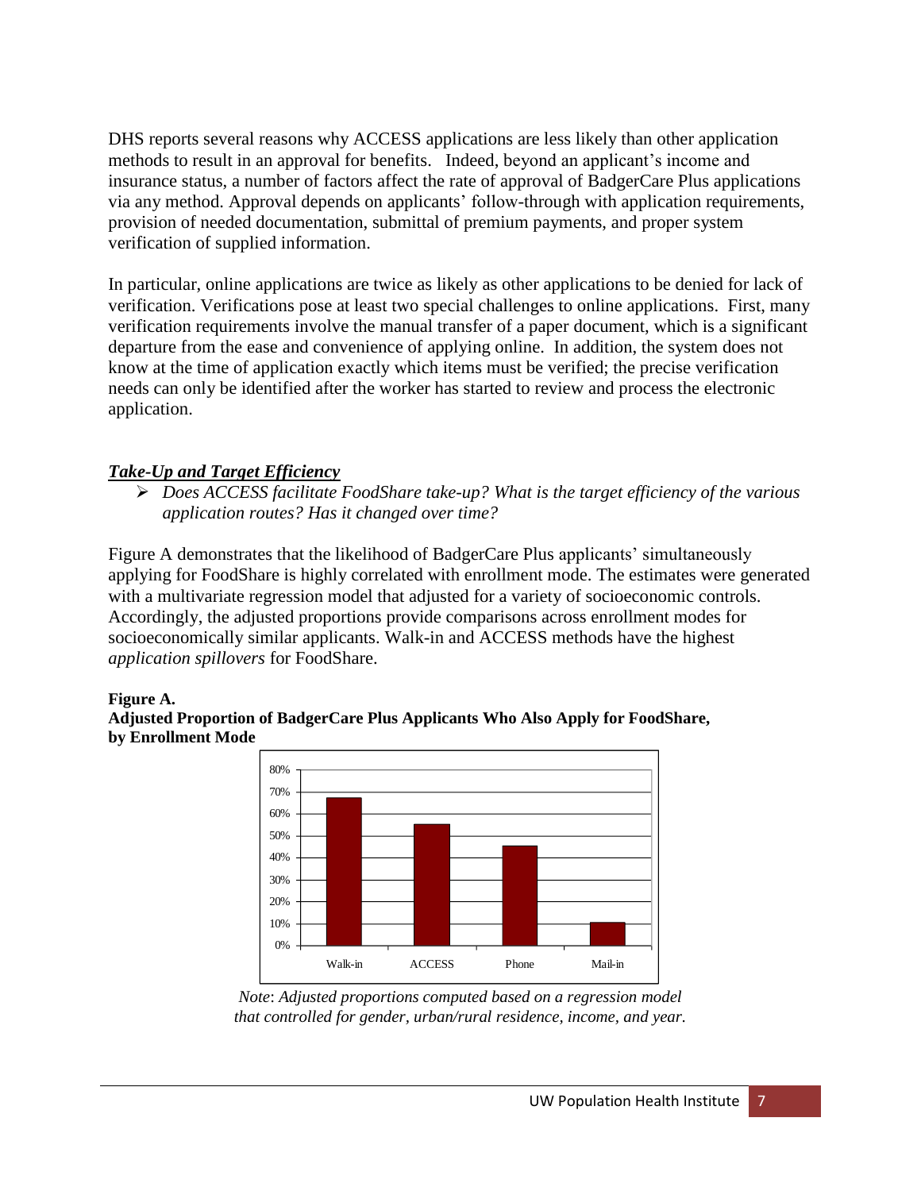DHS reports several reasons why ACCESS applications are less likely than other application methods to result in an approval for benefits. Indeed, beyond an applicant's income and insurance status, a number of factors affect the rate of approval of BadgerCare Plus applications via any method. Approval depends on applicants' follow-through with application requirements, provision of needed documentation, submittal of premium payments, and proper system verification of supplied information.

In particular, online applications are twice as likely as other applications to be denied for lack of verification. Verifications pose at least two special challenges to online applications. First, many verification requirements involve the manual transfer of a paper document, which is a significant departure from the ease and convenience of applying online. In addition, the system does not know at the time of application exactly which items must be verified; the precise verification needs can only be identified after the worker has started to review and process the electronic application.

### ***Take-Up and Target Efficiency***

- *Does ACCESS facilitate FoodShare take-up? What is the target efficiency of the various application routes? Has it changed over time?*

Figure A demonstrates that the likelihood of BadgerCare Plus applicants' simultaneously applying for FoodShare is highly correlated with enrollment mode. The estimates were generated with a multivariate regression model that adjusted for a variety of socioeconomic controls. Accordingly, the adjusted proportions provide comparisons across enrollment modes for socioeconomically similar applicants. Walk-in and ACCESS methods have the highest *application spillovers* for FoodShare.

**Figure A.**
**Adjusted Proportion of BadgerCare Plus Applicants Who Also Apply for FoodShare, by Enrollment Mode**

*Note*: *Adjusted proportions computed based on a regression model that controlled for gender, urban/rural residence, income, and year.*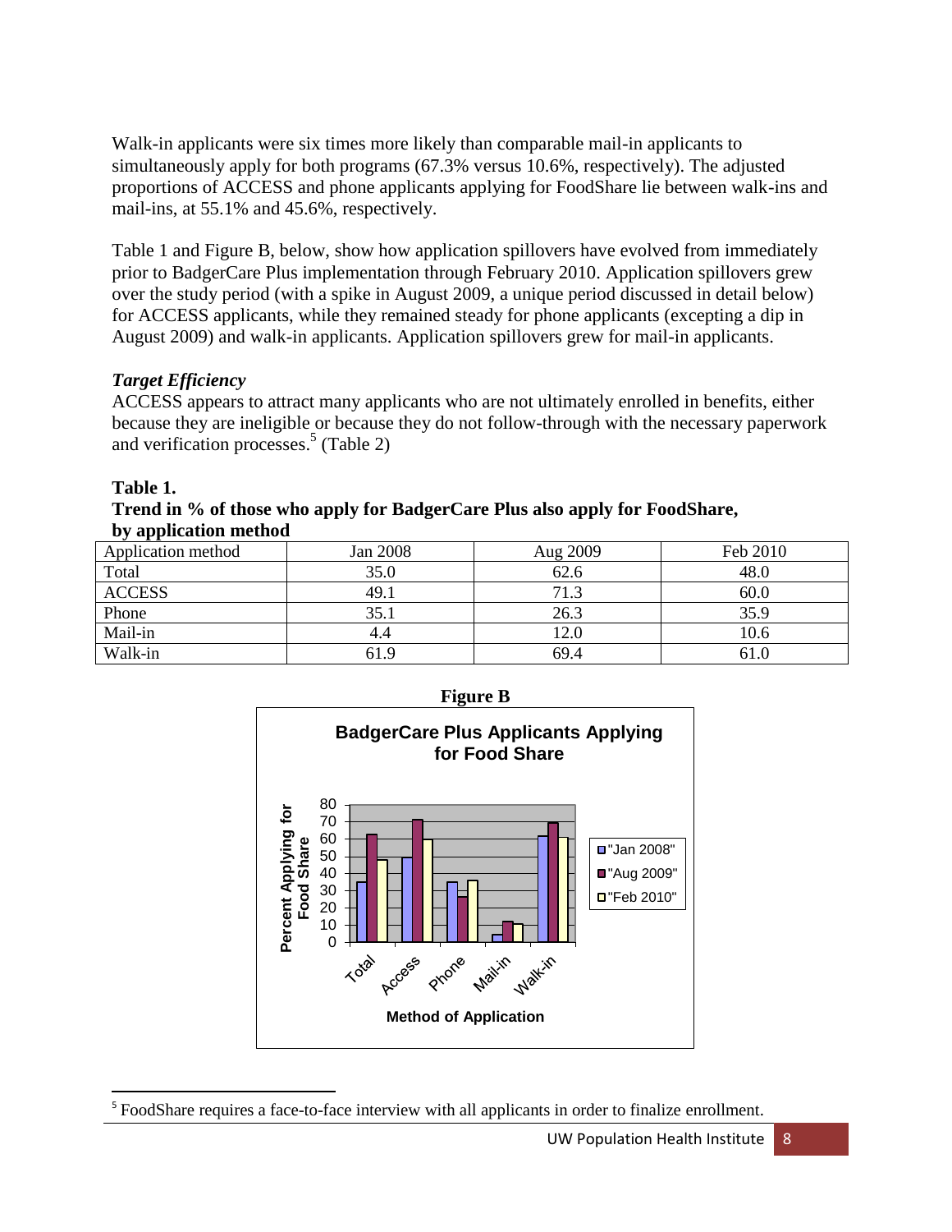Walk-in applicants were six times more likely than comparable mail-in applicants to simultaneously apply for both programs (67.3% versus 10.6%, respectively). The adjusted proportions of ACCESS and phone applicants applying for FoodShare lie between walk-ins and mail-ins, at 55.1% and 45.6%, respectively.

Table 1 and Figure B, below, show how application spillovers have evolved from immediately prior to BadgerCare Plus implementation through February 2010. Application spillovers grew over the study period (with a spike in August 2009, a unique period discussed in detail below) for ACCESS applicants, while they remained steady for phone applicants (excepting a dip in August 2009) and walk-in applicants. Application spillovers grew for mail-in applicants.

### *Target Efficiency*

ACCESS appears to attract many applicants who are not ultimately enrolled in benefits, either because they are ineligible or because they do not follow-through with the necessary paperwork and verification processes.[5] (Table 2)

**Table 1.**
**Trend in % of those who apply for BadgerCare Plus also apply for FoodShare, by application method**

| Application method | Jan 2008 | Aug 2009 | Feb 2010 |
|---|---|---|---|
| Total | 35.0 | 62.6 | 48.0 |
| ACCESS | 49.1 | 71.3 | 60.0 |
| Phone | 35.1 | 26.3 | 35.9 |
| Mail-in | 4.4 | 12.0 | 10.6 |
| Walk-in | 61.9 | 69.4 | 61.0 |

**Figure B**

**BadgerCare Plus Applicants Applying for Food Share**

[5] FoodShare requires a face-to-face interview with all applicants in order to finalize enrollment.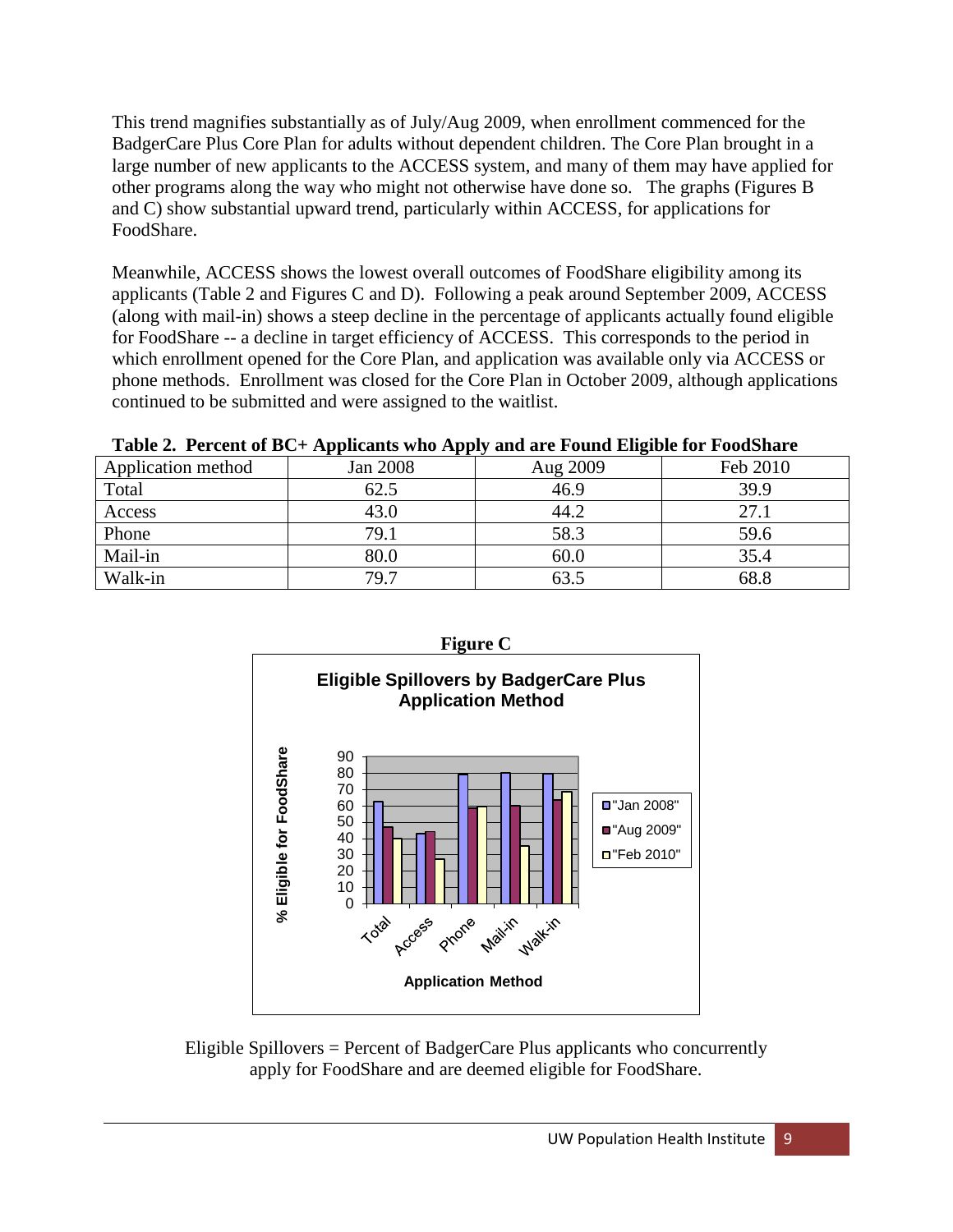This trend magnifies substantially as of July/Aug 2009, when enrollment commenced for the BadgerCare Plus Core Plan for adults without dependent children. The Core Plan brought in a large number of new applicants to the ACCESS system, and many of them may have applied for other programs along the way who might not otherwise have done so. The graphs (Figures B and C) show substantial upward trend, particularly within ACCESS, for applications for FoodShare.

Meanwhile, ACCESS shows the lowest overall outcomes of FoodShare eligibility among its applicants (Table 2 and Figures C and D). Following a peak around September 2009, ACCESS (along with mail-in) shows a steep decline in the percentage of applicants actually found eligible for FoodShare -- a decline in target efficiency of ACCESS. This corresponds to the period in which enrollment opened for the Core Plan, and application was available only via ACCESS or phone methods. Enrollment was closed for the Core Plan in October 2009, although applications continued to be submitted and were assigned to the waitlist.

**Table 2. Percent of BC+ Applicants who Apply and are Found Eligible for FoodShare**

| Application method | Jan 2008 | Aug 2009 | Feb 2010 |
|---|---|---|---|
| Total | 62.5 | 46.9 | 39.9 |
| Access | 43.0 | 44.2 | 27.1 |
| Phone | 79.1 | 58.3 | 59.6 |
| Mail-in | 80.0 | 60.0 | 35.4 |
| Walk-in | 79.7 | 63.5 | 68.8 |

**Figure C**

**Eligible Spillovers by BadgerCare Plus Application Method**

| Application Method | "Jan 2008" | "Aug 2009" | "Feb 2010" |
|---|---|---|---|
| Total | 62.5 | 46.9 | 39.9 |
| Access | 43.0 | 44.2 | 27.1 |
| Phone | 79.1 | 58.3 | 59.6 |
| Mail-in | 80.0 | 60.0 | 35.4 |
| Walk-in | 79.7 | 63.5 | 68.8 |

Eligible Spillovers = Percent of BadgerCare Plus applicants who concurrently apply for FoodShare and are deemed eligible for FoodShare.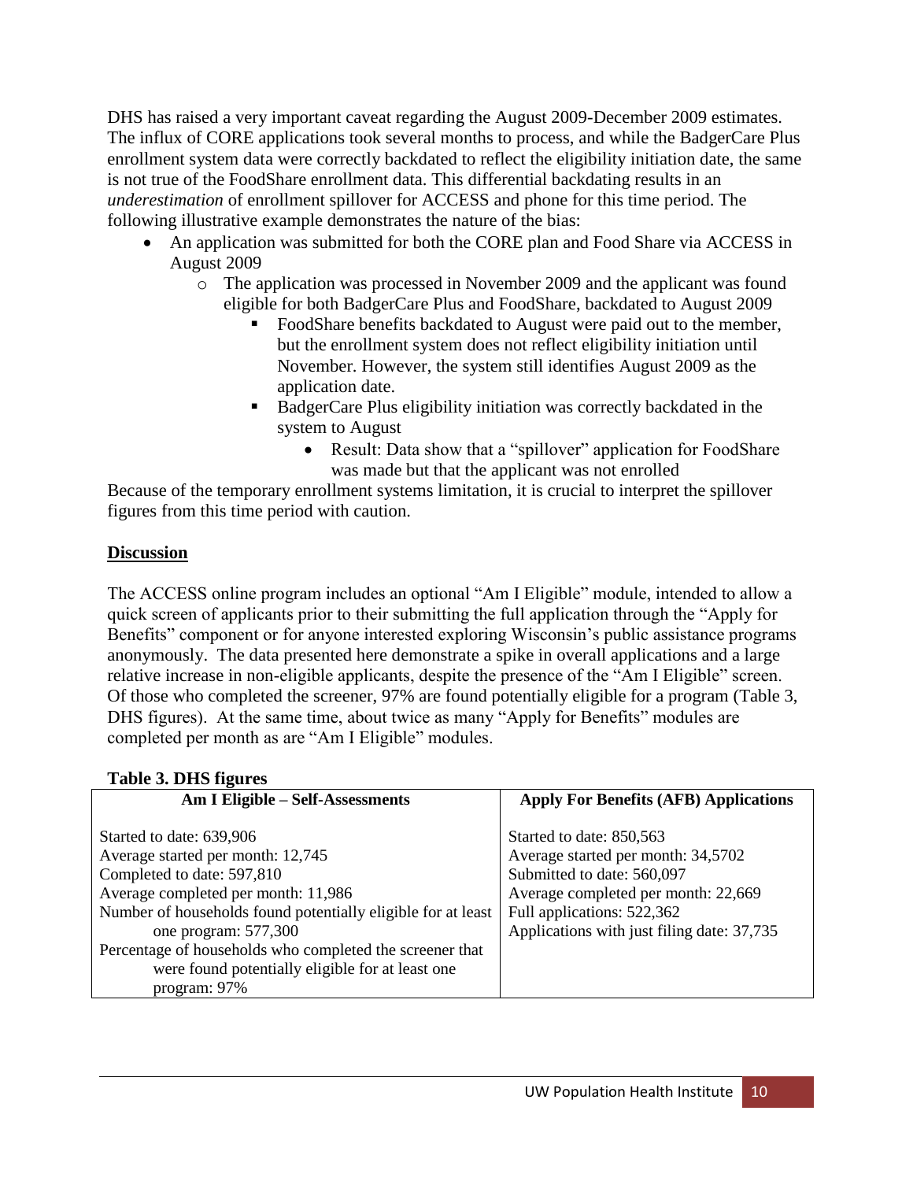DHS has raised a very important caveat regarding the August 2009-December 2009 estimates. The influx of CORE applications took several months to process, and while the BadgerCare Plus enrollment system data were correctly backdated to reflect the eligibility initiation date, the same is not true of the FoodShare enrollment data. This differential backdating results in an *underestimation* of enrollment spillover for ACCESS and phone for this time period. The following illustrative example demonstrates the nature of the bias:

- An application was submitted for both the CORE plan and Food Share via ACCESS in August 2009
  - The application was processed in November 2009 and the applicant was found eligible for both BadgerCare Plus and FoodShare, backdated to August 2009
    - FoodShare benefits backdated to August were paid out to the member, but the enrollment system does not reflect eligibility initiation until November. However, the system still identifies August 2009 as the application date.
    - BadgerCare Plus eligibility initiation was correctly backdated in the system to August
      - Result: Data show that a "spillover" application for FoodShare was made but that the applicant was not enrolled

Because of the temporary enrollment systems limitation, it is crucial to interpret the spillover figures from this time period with caution.

## Discussion

The ACCESS online program includes an optional "Am I Eligible" module, intended to allow a quick screen of applicants prior to their submitting the full application through the "Apply for Benefits" component or for anyone interested exploring Wisconsin's public assistance programs anonymously. The data presented here demonstrate a spike in overall applications and a large relative increase in non-eligible applicants, despite the presence of the "Am I Eligible" screen. Of those who completed the screener, 97% are found potentially eligible for a program (Table 3, DHS figures). At the same time, about twice as many "Apply for Benefits" modules are completed per month as are "Am I Eligible" modules.

**Table 3. DHS figures**

| Am I Eligible – Self-Assessments | Apply For Benefits (AFB) Applications |
|---|---|
| Started to date: 639,906<br>Average started per month: 12,745<br>Completed to date: 597,810<br>Average completed per month: 11,986<br>Number of households found potentially eligible for at least one program: 577,300<br>Percentage of households who completed the screener that were found potentially eligible for at least one program: 97% | Started to date: 850,563<br>Average started per month: 34,5702<br>Submitted to date: 560,097<br>Average completed per month: 22,669<br>Full applications: 522,362<br>Applications with just filing date: 37,735 |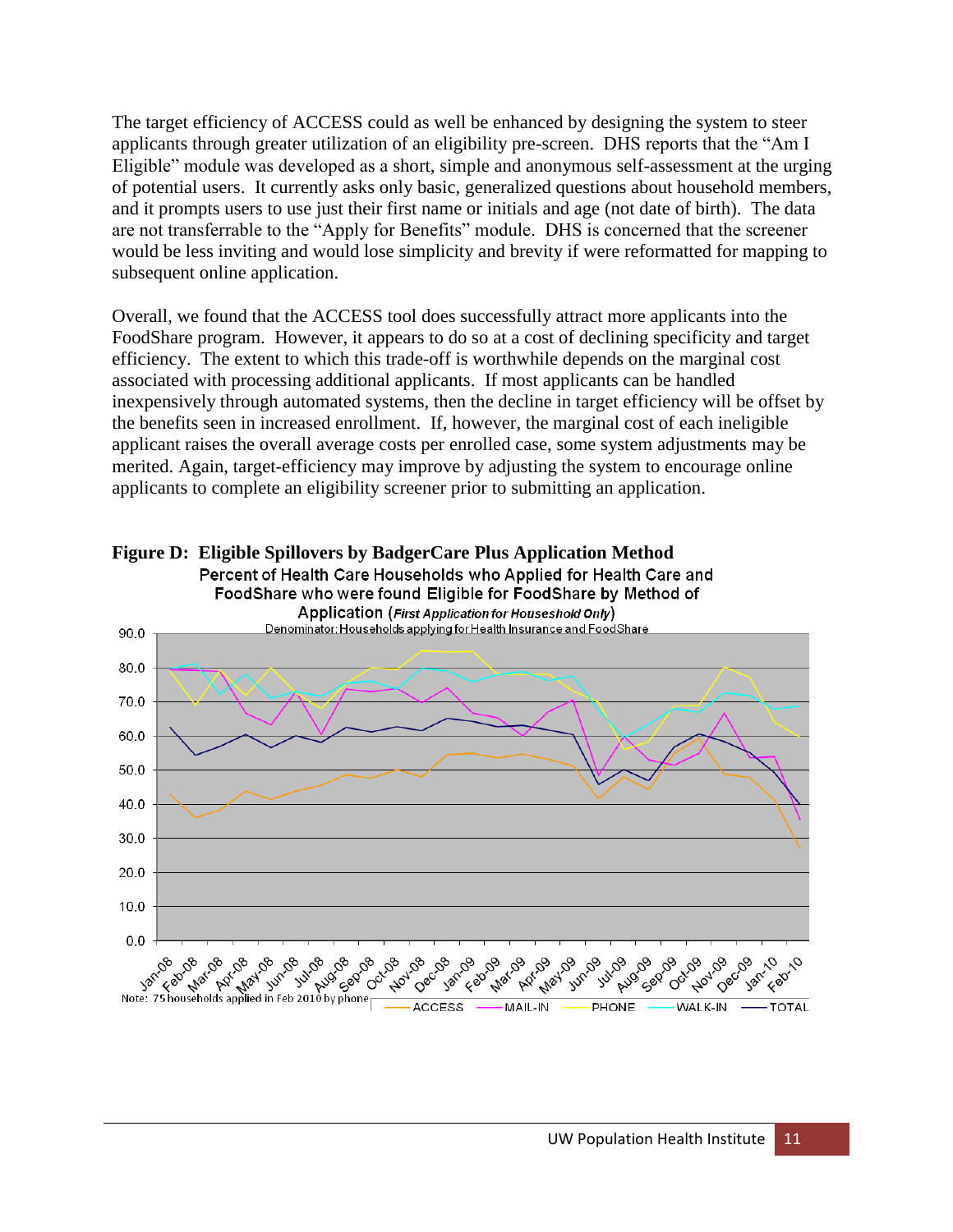The target efficiency of ACCESS could as well be enhanced by designing the system to steer applicants through greater utilization of an eligibility pre-screen. DHS reports that the "Am I Eligible" module was developed as a short, simple and anonymous self-assessment at the urging of potential users. It currently asks only basic, generalized questions about household members, and it prompts users to use just their first name or initials and age (not date of birth). The data are not transferrable to the "Apply for Benefits" module. DHS is concerned that the screener would be less inviting and would lose simplicity and brevity if were reformatted for mapping to subsequent online application.

Overall, we found that the ACCESS tool does successfully attract more applicants into the FoodShare program. However, it appears to do so at a cost of declining specificity and target efficiency. The extent to which this trade-off is worthwhile depends on the marginal cost associated with processing additional applicants. If most applicants can be handled inexpensively through automated systems, then the decline in target efficiency will be offset by the benefits seen in increased enrollment. If, however, the marginal cost of each ineligible applicant raises the overall average costs per enrolled case, some system adjustments may be merited. Again, target-efficiency may improve by adjusting the system to encourage online applicants to complete an eligibility screener prior to submitting an application.

**Figure D: Eligible Spillovers by BadgerCare Plus Application Method**

Percent of Health Care Households who Applied for Health Care and FoodShare who were found Eligible for FoodShare by Method of Application (*First Application for Household Only*)

Denominator: Households applying for Health Insurance and FoodShare

Note: 75 households applied in Feb 2010 by phone